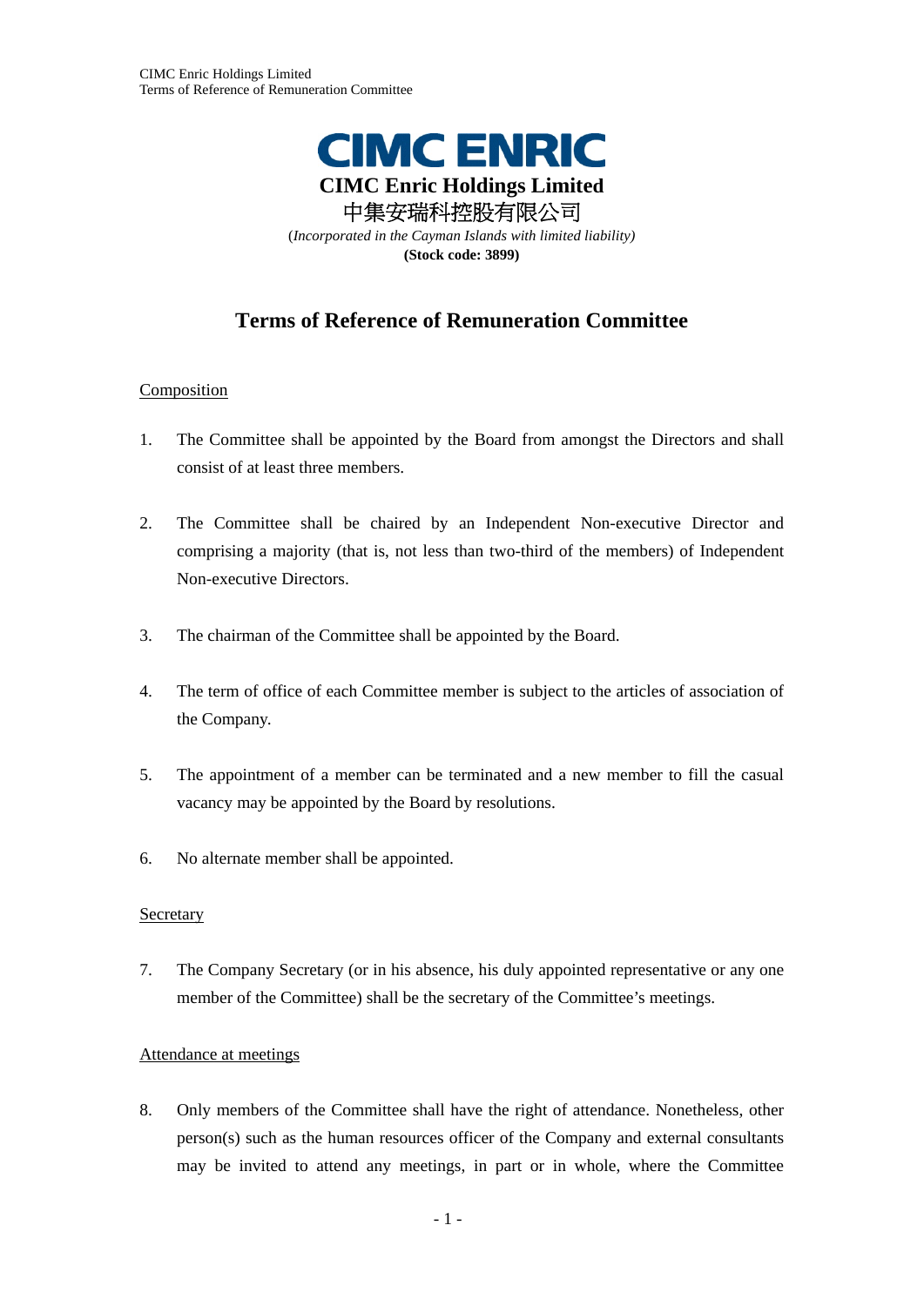**CIMC ENRIC**

**CIMC Enric Holdings Limited**

中集安瑞科控股有限公司

(*Incorporated in the Cayman Islands with limited liability)*

**(Stock code: 3899)**

# Terms of Reference of Remuneration Committee

## Composition

1. The Committee shall be appointed by the Board from amongst the Directors and shall consist of at least three members.

2. The Committee shall be chaired by an Independent Non-executive Director and comprising a majority (that is, not less than two-third of the members) of Independent Non-executive Directors.

3. The chairman of the Committee shall be appointed by the Board.

4. The term of office of each Committee member is subject to the articles of association of the Company.

5. The appointment of a member can be terminated and a new member to fill the casual vacancy may be appointed by the Board by resolutions.

6. No alternate member shall be appointed.

## Secretary

7. The Company Secretary (or in his absence, his duly appointed representative or any one member of the Committee) shall be the secretary of the Committee's meetings.

## Attendance at meetings

8. Only members of the Committee shall have the right of attendance. Nonetheless, other person(s) such as the human resources officer of the Company and external consultants may be invited to attend any meetings, in part or in whole, where the Committee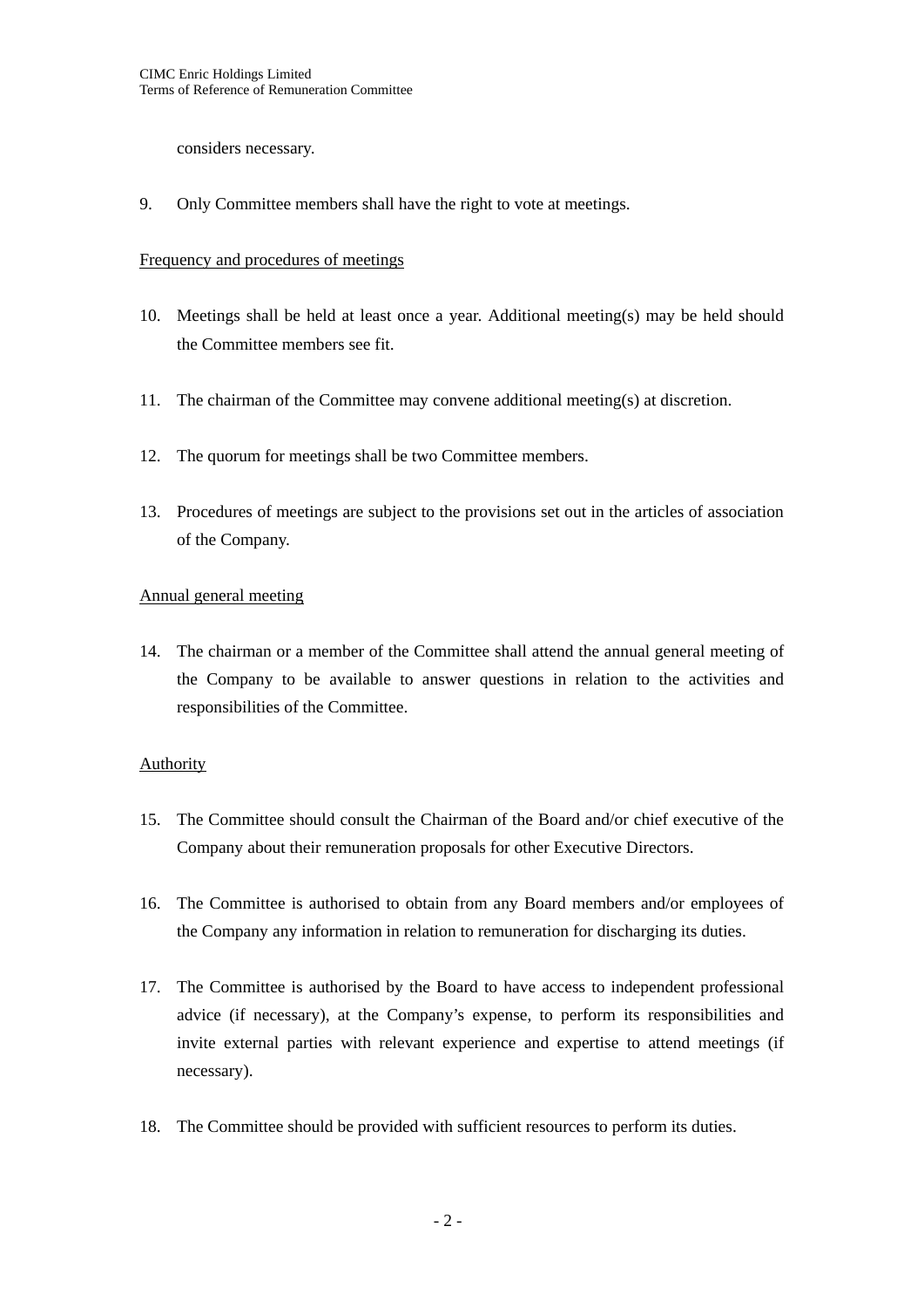considers necessary.

9. Only Committee members shall have the right to vote at meetings.

Frequency and procedures of meetings

10. Meetings shall be held at least once a year. Additional meeting(s) may be held should the Committee members see fit.

11. The chairman of the Committee may convene additional meeting(s) at discretion.

12. The quorum for meetings shall be two Committee members.

13. Procedures of meetings are subject to the provisions set out in the articles of association of the Company.

Annual general meeting

14. The chairman or a member of the Committee shall attend the annual general meeting of the Company to be available to answer questions in relation to the activities and responsibilities of the Committee.

Authority

15. The Committee should consult the Chairman of the Board and/or chief executive of the Company about their remuneration proposals for other Executive Directors.

16. The Committee is authorised to obtain from any Board members and/or employees of the Company any information in relation to remuneration for discharging its duties.

17. The Committee is authorised by the Board to have access to independent professional advice (if necessary), at the Company's expense, to perform its responsibilities and invite external parties with relevant experience and expertise to attend meetings (if necessary).

18. The Committee should be provided with sufficient resources to perform its duties.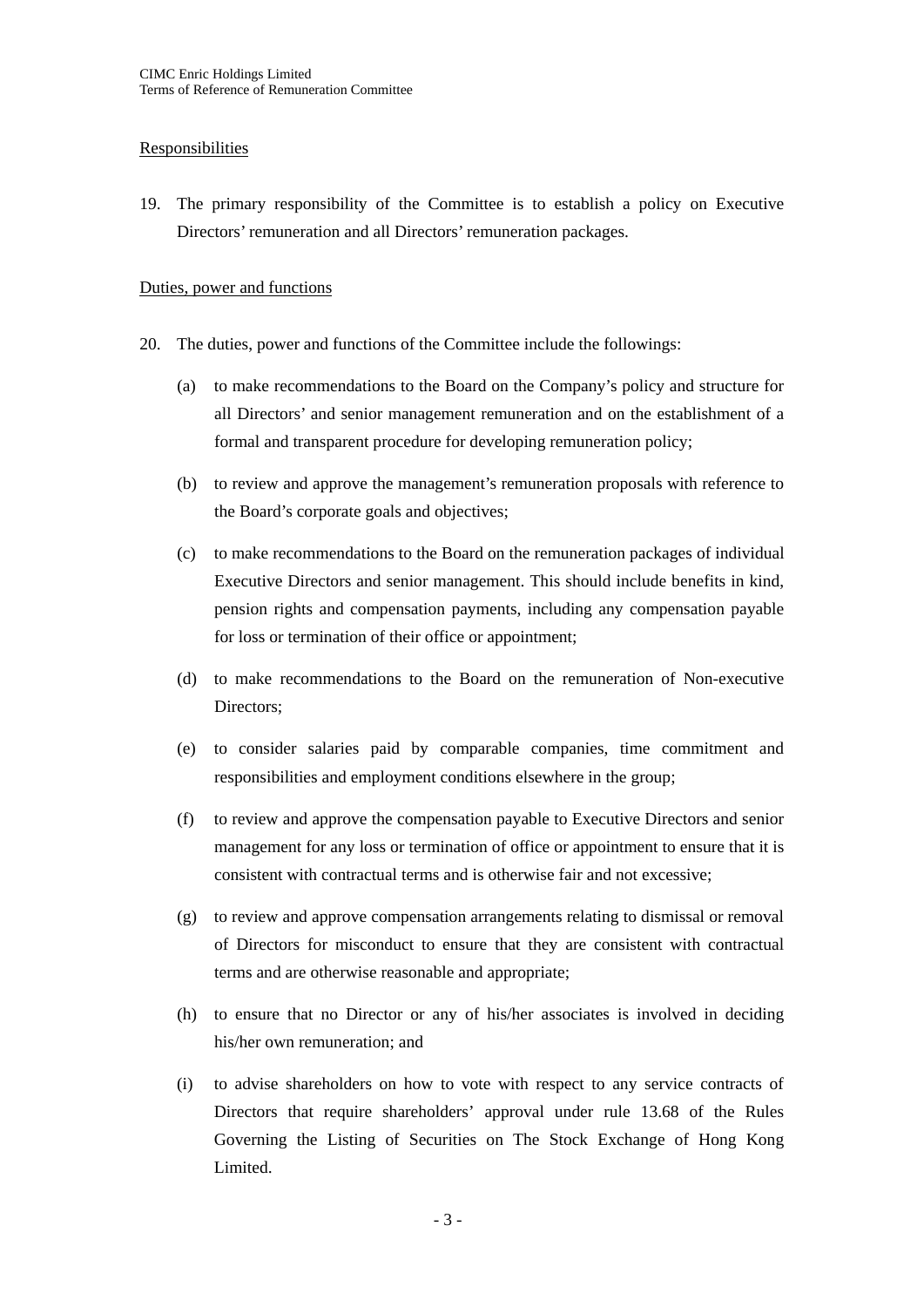Responsibilities

19. The primary responsibility of the Committee is to establish a policy on Executive Directors' remuneration and all Directors' remuneration packages.

Duties, power and functions

20. The duties, power and functions of the Committee include the followings:

    (a) to make recommendations to the Board on the Company's policy and structure for all Directors' and senior management remuneration and on the establishment of a formal and transparent procedure for developing remuneration policy;

    (b) to review and approve the management's remuneration proposals with reference to the Board's corporate goals and objectives;

    (c) to make recommendations to the Board on the remuneration packages of individual Executive Directors and senior management. This should include benefits in kind, pension rights and compensation payments, including any compensation payable for loss or termination of their office or appointment;

    (d) to make recommendations to the Board on the remuneration of Non-executive Directors;

    (e) to consider salaries paid by comparable companies, time commitment and responsibilities and employment conditions elsewhere in the group;

    (f) to review and approve the compensation payable to Executive Directors and senior management for any loss or termination of office or appointment to ensure that it is consistent with contractual terms and is otherwise fair and not excessive;

    (g) to review and approve compensation arrangements relating to dismissal or removal of Directors for misconduct to ensure that they are consistent with contractual terms and are otherwise reasonable and appropriate;

    (h) to ensure that no Director or any of his/her associates is involved in deciding his/her own remuneration; and

    (i) to advise shareholders on how to vote with respect to any service contracts of Directors that require shareholders' approval under rule 13.68 of the Rules Governing the Listing of Securities on The Stock Exchange of Hong Kong Limited.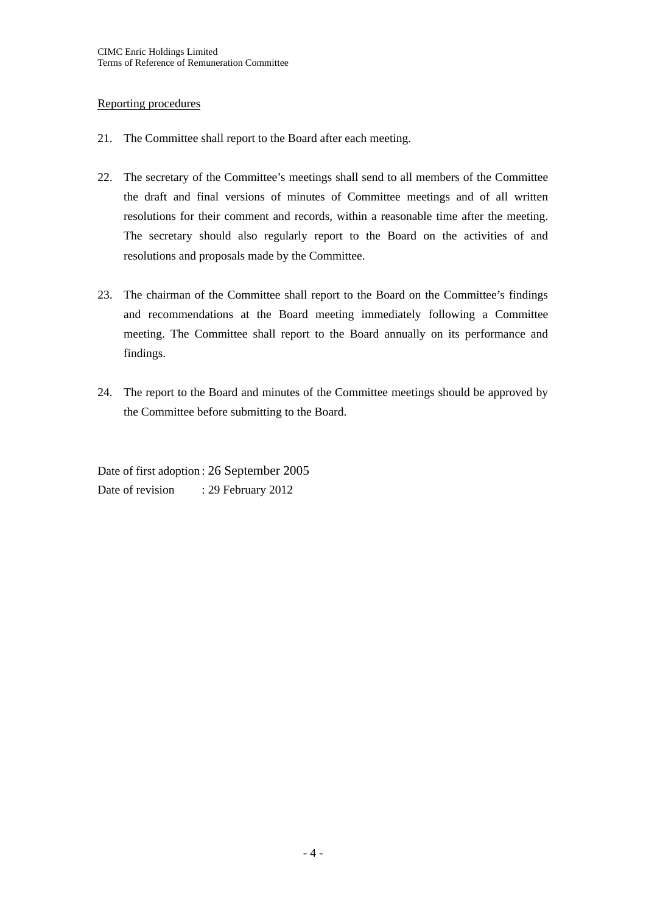Reporting procedures

21. The Committee shall report to the Board after each meeting.

22. The secretary of the Committee's meetings shall send to all members of the Committee the draft and final versions of minutes of Committee meetings and of all written resolutions for their comment and records, within a reasonable time after the meeting. The secretary should also regularly report to the Board on the activities of and resolutions and proposals made by the Committee.

23. The chairman of the Committee shall report to the Board on the Committee's findings and recommendations at the Board meeting immediately following a Committee meeting. The Committee shall report to the Board annually on its performance and findings.

24. The report to the Board and minutes of the Committee meetings should be approved by the Committee before submitting to the Board.

Date of first adoption : 26 September 2005
Date of revision : 29 February 2012